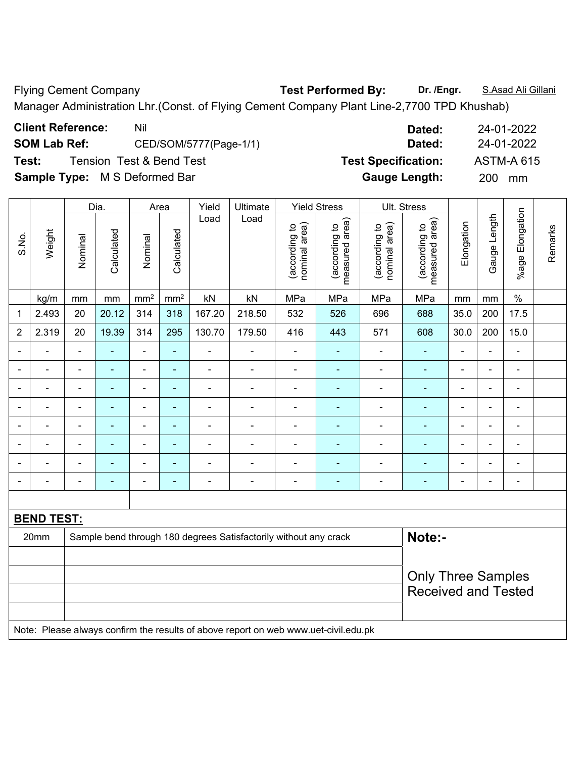Flying Cement Company **Test Performed By:** **Dr. /Engr.** S.Asad Ali Gillani

Manager Administration Lhr.(Const. of Flying Cement Company Plant Line-2,7700 TPD Khushab)

**Client Reference:** Nil **Dated:** 24-01-2022

**SOM Lab Ref:** CED/SOM/5777(Page-1/1) **Dated:** 24-01-2022

**Test:** Tension Test & Bend Test **Test Specification:** ASTM-A 615

**Sample Type:** M S Deformed Bar **Gauge Length:** 200 mm

| S.No. | Weight | Dia. | | Area | | Yield Load | Ultimate Load | Yield Stress | | Ult. Stress | | Elongation | Gauge Length | %age Elongation | Remarks |
|---|---|---|---|---|---|---|---|---|---|---|---|---|---|---|---|
| | | Nominal | Calculated | Nominal | Calculated | | | (according to nominal area) | (according to measured area) | (according to nominal area) | (according to measured area) | | | | |
| | kg/m | mm | mm | mm² | mm² | kN | kN | MPa | MPa | MPa | MPa | mm | mm | % | |
| 1 | 2.493 | 20 | 20.12 | 314 | 318 | 167.20 | 218.50 | 532 | 526 | 696 | 688 | 35.0 | 200 | 17.5 | |
| 2 | 2.319 | 20 | 19.39 | 314 | 295 | 130.70 | 179.50 | 416 | 443 | 571 | 608 | 30.0 | 200 | 15.0 | |
| - | - | - | - | - | - | - | - | - | - | - | - | - | - | - | |
| - | - | - | - | - | - | - | - | - | - | - | - | - | - | - | |
| - | - | - | - | - | - | - | - | - | - | - | - | - | - | - | |
| - | - | - | - | - | - | - | - | - | - | - | - | - | - | - | |
| - | - | - | - | - | - | - | - | - | - | - | - | - | - | - | |
| - | - | - | - | - | - | - | - | - | - | - | - | - | - | - | |
| - | - | - | - | - | - | - | - | - | - | - | - | - | - | - | |
| - | - | - | - | - | - | - | - | - | - | - | - | - | - | - | |

**BEND TEST:**

| | | |
|---|---|---|
| 20mm | Sample bend through 180 degrees Satisfactorily without any crack | **Note:-** Only Three Samples Received and Tested |

Note: Please always confirm the results of above report on web www.uet-civil.edu.pk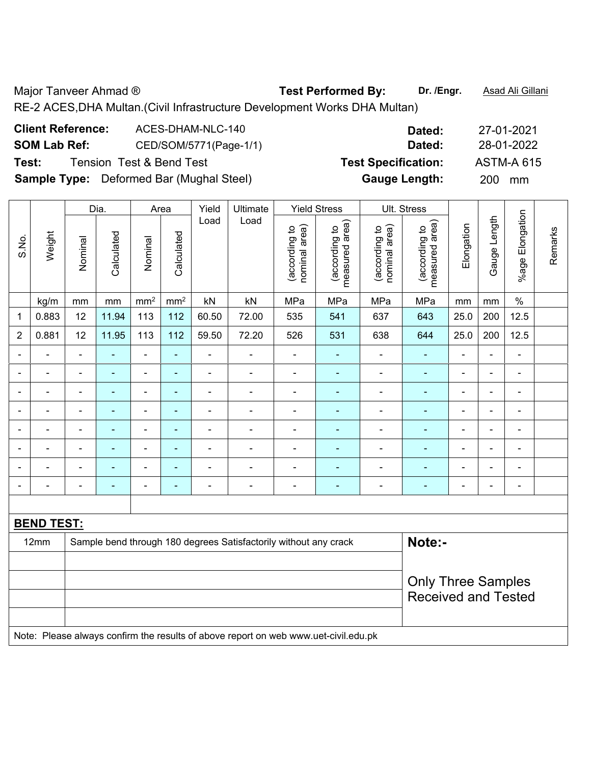Major Tanveer Ahmad ® **Test Performed By:** **Dr. /Engr.** Asad Ali Gillani

RE-2 ACES,DHA Multan.(Civil Infrastructure Development Works DHA Multan)

**Client Reference:** ACES-DHAM-NLC-140 **Dated:** 27-01-2021

**SOM Lab Ref:** CED/SOM/5771(Page-1/1) **Dated:** 28-01-2022

**Test:** Tension Test & Bend Test **Test Specification:** ASTM-A 615

**Sample Type:** Deformed Bar (Mughal Steel) **Gauge Length:** 200 mm

| S.No. | Weight | Dia. | | Area | | Yield Load | Ultimate Load | Yield Stress | | Ult. Stress | | Elongation | Gauge Length | %age Elongation | Remarks |
|---|---|---|---|---|---|---|---|---|---|---|---|---|---|---|---|
| | | Nominal | Calculated | Nominal | Calculated | | | (according to nominal area) | (according to measured area) | (according to nominal area) | (according to measured area) | | | | |
| | kg/m | mm | mm | $mm^2$ | $mm^2$ | kN | kN | MPa | MPa | MPa | MPa | mm | mm | % | |
| 1 | 0.883 | 12 | 11.94 | 113 | 112 | 60.50 | 72.00 | 535 | 541 | 637 | 643 | 25.0 | 200 | 12.5 | |
| 2 | 0.881 | 12 | 11.95 | 113 | 112 | 59.50 | 72.20 | 526 | 531 | 638 | 644 | 25.0 | 200 | 12.5 | |
| - | - | - | - | - | - | - | - | - | - | - | - | - | - | - | |
| - | - | - | - | - | - | - | - | - | - | - | - | - | - | - | |
| - | - | - | - | - | - | - | - | - | - | - | - | - | - | - | |
| - | - | - | - | - | - | - | - | - | - | - | - | - | - | - | |
| - | - | - | - | - | - | - | - | - | - | - | - | - | - | - | |
| - | - | - | - | - | - | - | - | - | - | - | - | - | - | - | |
| - | - | - | - | - | - | - | - | - | - | - | - | - | - | - | |
| - | - | - | - | - | - | - | - | - | - | - | - | - | - | - | |

**BEND TEST:**

| | | |
|---|---|---|
| 12mm | Sample bend through 180 degrees Satisfactorily without any crack | **Note:-** |
| | | Only Three Samples Received and Tested |

Note: Please always confirm the results of above report on web www.uet-civil.edu.pk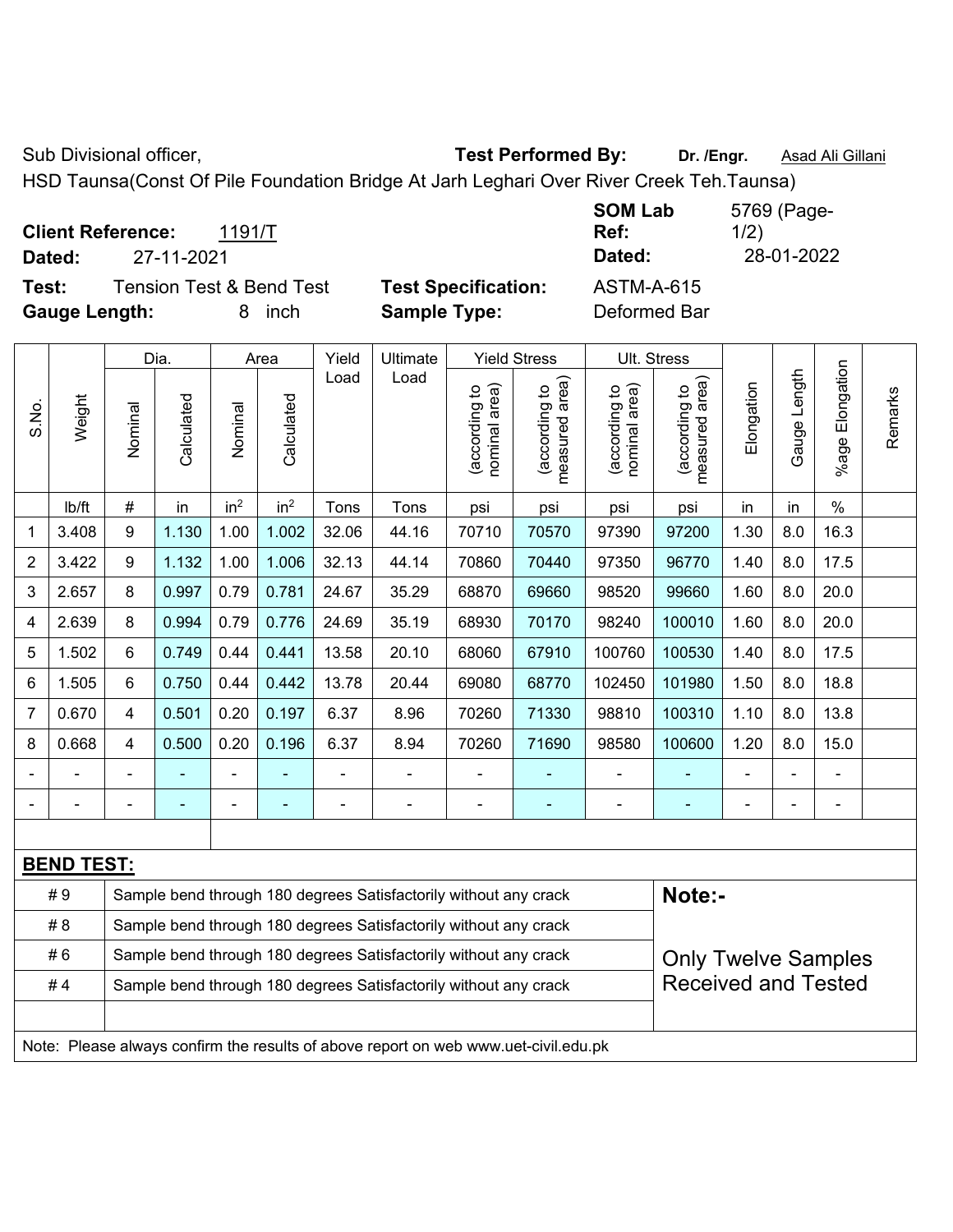Sub Divisional officer, **Test Performed By:** **Dr. /Engr.** Asad Ali Gillani

HSD Taunsa(Const Of Pile Foundation Bridge At Jarh Leghari Over River Creek Teh.Taunsa)

**Client Reference:** 1191/T **SOM Lab Ref:** 5769 (Page-1/2)

**Dated:** 27-11-2021 **Dated:** 28-01-2022

**Test:** Tension Test & Bend Test **Test Specification:** ASTM-A-615

**Gauge Length:** 8 inch **Sample Type:** Deformed Bar

| S.No. | Weight | Dia. | | Area | | Yield Load | Ultimate Load | Yield Stress | | Ult. Stress | | Elongation | Gauge Length | %age Elongation | Remarks |
|---|---|---|---|---|---|---|---|---|---|---|---|---|---|---|---|
| | | Nominal | Calculated | Nominal | Calculated | | | (according to nominal area) | (according to measured area) | (according to nominal area) | (according to measured area) | | | | |
| | lb/ft | # | in | in$^2$ | in$^2$ | Tons | Tons | psi | psi | psi | psi | in | in | % | |
| 1 | 3.408 | 9 | 1.130 | 1.00 | 1.002 | 32.06 | 44.16 | 70710 | 70570 | 97390 | 97200 | 1.30 | 8.0 | 16.3 | |
| 2 | 3.422 | 9 | 1.132 | 1.00 | 1.006 | 32.13 | 44.14 | 70860 | 70440 | 97350 | 96770 | 1.40 | 8.0 | 17.5 | |
| 3 | 2.657 | 8 | 0.997 | 0.79 | 0.781 | 24.67 | 35.29 | 68870 | 69660 | 98520 | 99660 | 1.60 | 8.0 | 20.0 | |
| 4 | 2.639 | 8 | 0.994 | 0.79 | 0.776 | 24.69 | 35.19 | 68930 | 70170 | 98240 | 100010 | 1.60 | 8.0 | 20.0 | |
| 5 | 1.502 | 6 | 0.749 | 0.44 | 0.441 | 13.58 | 20.10 | 68060 | 67910 | 100760 | 100530 | 1.40 | 8.0 | 17.5 | |
| 6 | 1.505 | 6 | 0.750 | 0.44 | 0.442 | 13.78 | 20.44 | 69080 | 68770 | 102450 | 101980 | 1.50 | 8.0 | 18.8 | |
| 7 | 0.670 | 4 | 0.501 | 0.20 | 0.197 | 6.37 | 8.96 | 70260 | 71330 | 98810 | 100310 | 1.10 | 8.0 | 13.8 | |
| 8 | 0.668 | 4 | 0.500 | 0.20 | 0.196 | 6.37 | 8.94 | 70260 | 71690 | 98580 | 100600 | 1.20 | 8.0 | 15.0 | |
| - | - | - | - | - | - | - | - | - | - | - | - | - | - | - | |
| - | - | - | - | - | - | - | - | - | - | - | - | - | - | - | |

**BEND TEST:**

| | |
|---|---|
| # 9 | Sample bend through 180 degrees Satisfactorily without any crack |
| # 8 | Sample bend through 180 degrees Satisfactorily without any crack |
| # 6 | Sample bend through 180 degrees Satisfactorily without any crack |
| # 4 | Sample bend through 180 degrees Satisfactorily without any crack |

**Note:-**

Only Twelve Samples Received and Tested

Note: Please always confirm the results of above report on web www.uet-civil.edu.pk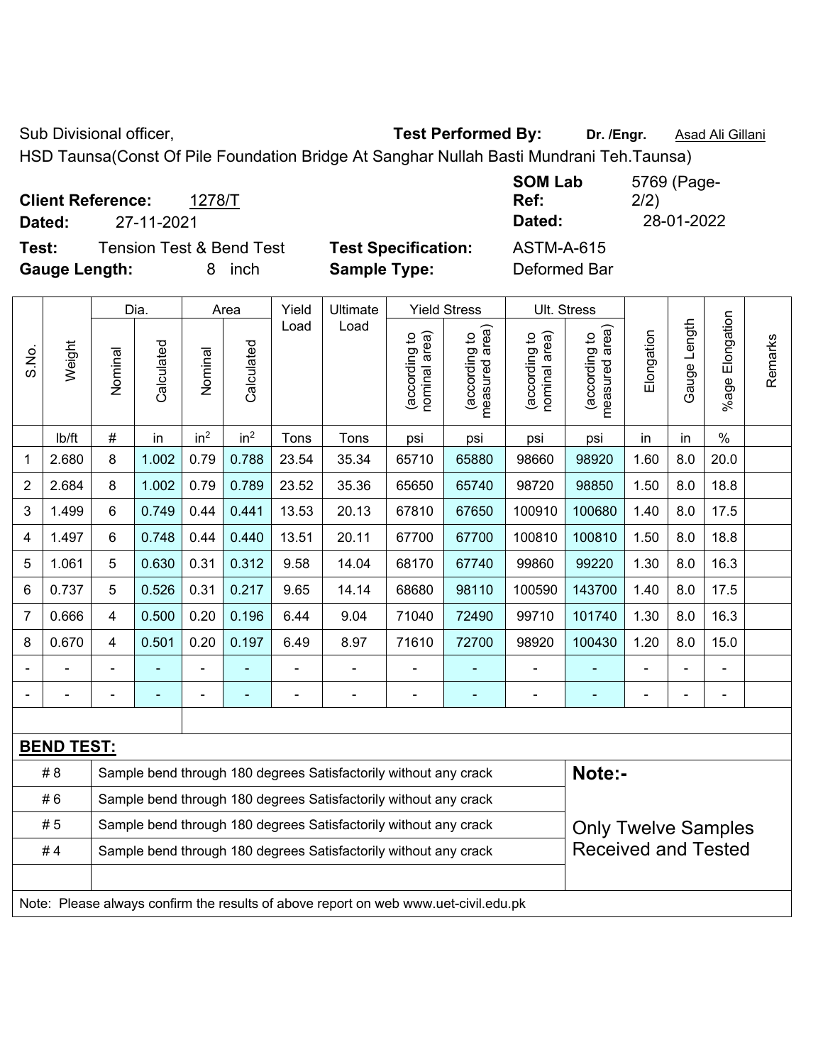Sub Divisional officer, **Test Performed By:** **Dr. /Engr.** Asad Ali Gillani

HSD Taunsa(Const Of Pile Foundation Bridge At Sanghar Nullah Basti Mundrani Teh.Taunsa)

**Client Reference:** 1278/T **SOM Lab Ref:** 5769 (Page-2/2)

**Dated:** 27-11-2021 **Dated:** 28-01-2022

**Test:** Tension Test & Bend Test **Test Specification:** ASTM-A-615

**Gauge Length:** 8 inch **Sample Type:** Deformed Bar

| S.No. | Weight | Dia. | | Area | | Yield Load | Ultimate Load | Yield Stress | | Ult. Stress | | Elongation | Gauge Length | %age Elongation | Remarks |
|---|---|---|---|---|---|---|---|---|---|---|---|---|---|---|---|
| | | Nominal | Calculated | Nominal | Calculated | | | (according to nominal area) | (according to measured area) | (according to nominal area) | (according to measured area) | | | | |
| | lb/ft | # | in | in$^2$ | in$^2$ | Tons | Tons | psi | psi | psi | psi | in | in | % | |
| 1 | 2.680 | 8 | 1.002 | 0.79 | 0.788 | 23.54 | 35.34 | 65710 | 65880 | 98660 | 98920 | 1.60 | 8.0 | 20.0 | |
| 2 | 2.684 | 8 | 1.002 | 0.79 | 0.789 | 23.52 | 35.36 | 65650 | 65740 | 98720 | 98850 | 1.50 | 8.0 | 18.8 | |
| 3 | 1.499 | 6 | 0.749 | 0.44 | 0.441 | 13.53 | 20.13 | 67810 | 67650 | 100910 | 100680 | 1.40 | 8.0 | 17.5 | |
| 4 | 1.497 | 6 | 0.748 | 0.44 | 0.440 | 13.51 | 20.11 | 67700 | 67700 | 100810 | 100810 | 1.50 | 8.0 | 18.8 | |
| 5 | 1.061 | 5 | 0.630 | 0.31 | 0.312 | 9.58 | 14.04 | 68170 | 67740 | 99860 | 99220 | 1.30 | 8.0 | 16.3 | |
| 6 | 0.737 | 5 | 0.526 | 0.31 | 0.217 | 9.65 | 14.14 | 68680 | 98110 | 100590 | 143700 | 1.40 | 8.0 | 17.5 | |
| 7 | 0.666 | 4 | 0.500 | 0.20 | 0.196 | 6.44 | 9.04 | 71040 | 72490 | 99710 | 101740 | 1.30 | 8.0 | 16.3 | |
| 8 | 0.670 | 4 | 0.501 | 0.20 | 0.197 | 6.49 | 8.97 | 71610 | 72700 | 98920 | 100430 | 1.20 | 8.0 | 15.0 | |
| - | - | - | - | - | - | - | - | - | - | - | - | - | - | - | |
| - | - | - | - | - | - | - | - | - | - | - | - | - | - | - | |

**BEND TEST:**

| | |
|---|---|
| # 8 | Sample bend through 180 degrees Satisfactorily without any crack |
| # 6 | Sample bend through 180 degrees Satisfactorily without any crack |
| # 5 | Sample bend through 180 degrees Satisfactorily without any crack |
| # 4 | Sample bend through 180 degrees Satisfactorily without any crack |

**Note:-**

Only Twelve Samples Received and Tested

Note: Please always confirm the results of above report on web www.uet-civil.edu.pk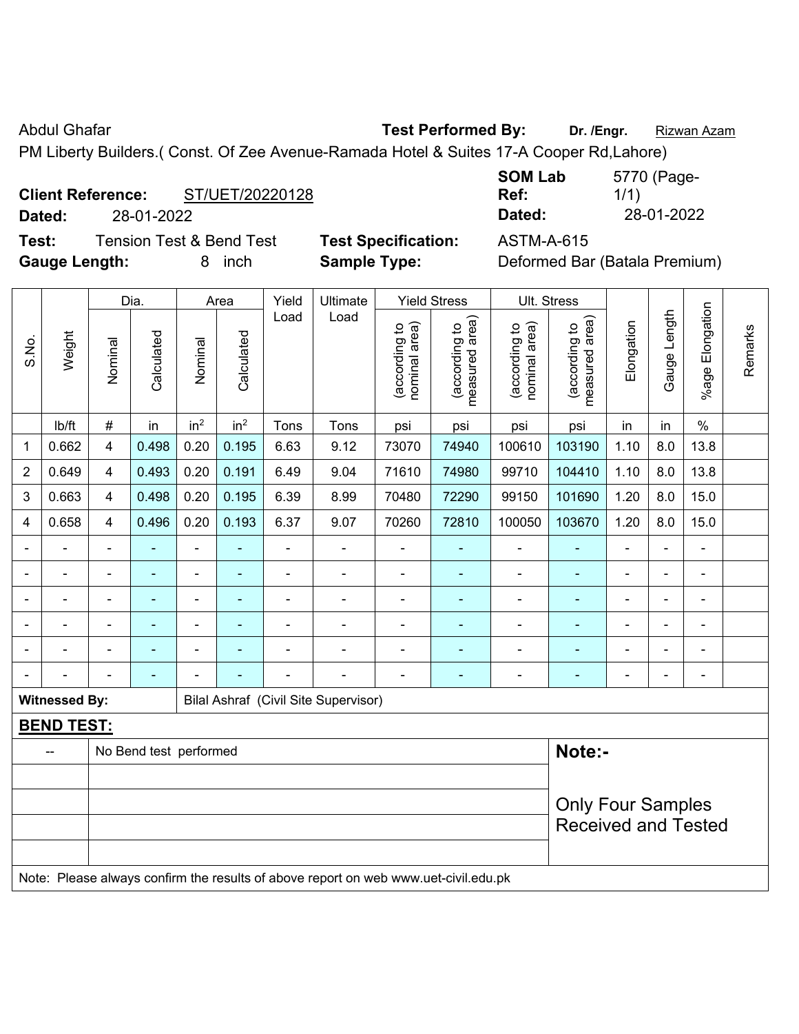Abdul Ghafar **Test Performed By:** **Dr. /Engr.** Rizwan Azam

PM Liberty Builders.( Const. Of Zee Avenue-Ramada Hotel & Suites 17-A Cooper Rd,Lahore)

**Client Reference:** ST/UET/20220128 **SOM Lab Ref:** 5770 (Page-1/1)

**Dated:** 28-01-2022 **Dated:** 28-01-2022

**Test:** Tension Test & Bend Test **Test Specification:** ASTM-A-615

**Gauge Length:** 8 inch **Sample Type:** Deformed Bar (Batala Premium)

| S.No. | Weight | Dia. | | Area | | Yield Load | Ultimate Load | Yield Stress | | Ult. Stress | | Elongation | Gauge Length | %age Elongation | Remarks |
|---|---|---|---|---|---|---|---|---|---|---|---|---|---|---|---|
| | | Nominal | Calculated | Nominal | Calculated | | | (according to nominal area) | (according to measured area) | (according to nominal area) | (according to measured area) | | | | |
| | lb/ft | # | in | in$^2$ | in$^2$ | Tons | Tons | psi | psi | psi | psi | in | in | % | |
| 1 | 0.662 | 4 | 0.498 | 0.20 | 0.195 | 6.63 | 9.12 | 73070 | 74940 | 100610 | 103190 | 1.10 | 8.0 | 13.8 | |
| 2 | 0.649 | 4 | 0.493 | 0.20 | 0.191 | 6.49 | 9.04 | 71610 | 74980 | 99710 | 104410 | 1.10 | 8.0 | 13.8 | |
| 3 | 0.663 | 4 | 0.498 | 0.20 | 0.195 | 6.39 | 8.99 | 70480 | 72290 | 99150 | 101690 | 1.20 | 8.0 | 15.0 | |
| 4 | 0.658 | 4 | 0.496 | 0.20 | 0.193 | 6.37 | 9.07 | 70260 | 72810 | 100050 | 103670 | 1.20 | 8.0 | 15.0 | |
| - | - | - | - | - | - | - | - | - | - | - | - | - | - | - | |
| - | - | - | - | - | - | - | - | - | - | - | - | - | - | - | |
| - | - | - | - | - | - | - | - | - | - | - | - | - | - | - | |
| - | - | - | - | - | - | - | - | - | - | - | - | - | - | - | |
| - | - | - | - | - | - | - | - | - | - | - | - | - | - | - | |
| - | - | - | - | - | - | - | - | - | - | - | - | - | - | - | |

**Witnessed By:** Bilal Ashraf (Civil Site Supervisor)

**BEND TEST:**

| | | |
|---|---|---|
| -- | No Bend test performed | **Note:-** |
| | | Only Four Samples Received and Tested |

Note: Please always confirm the results of above report on web www.uet-civil.edu.pk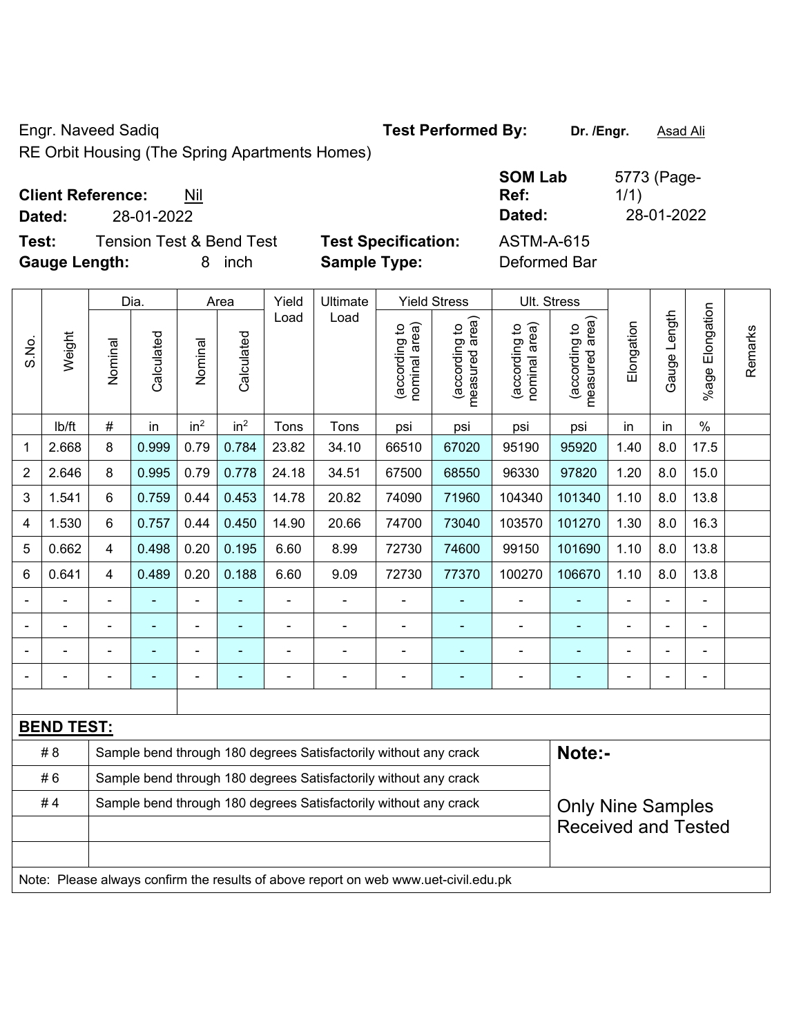Engr. Naveed Sadiq

RE Orbit Housing (The Spring Apartments Homes)

**Test Performed By:** **Dr. /Engr.** Asad Ali

**Client Reference:** Nil

**Dated:** 28-01-2022

**SOM Lab Ref:** 5773 (Page-1/1)

**Dated:** 28-01-2022

**Test:** Tension Test & Bend Test

**Gauge Length:** 8 inch

**Test Specification:** ASTM-A-615

**Sample Type:** Deformed Bar

| S.No. | Weight | Dia. | | Area | | Yield Load | Ultimate Load | Yield Stress | | Ult. Stress | | Elongation | Gauge Length | %age Elongation | Remarks |
|---|---|---|---|---|---|---|---|---|---|---|---|---|---|---|---|
| | | Nominal | Calculated | Nominal | Calculated | | | (according to nominal area) | (according to measured area) | (according to nominal area) | (according to measured area) | | | | |
| | lb/ft | # | in | $in^2$ | $in^2$ | Tons | Tons | psi | psi | psi | psi | in | in | % | |
| 1 | 2.668 | 8 | 0.999 | 0.79 | 0.784 | 23.82 | 34.10 | 66510 | 67020 | 95190 | 95920 | 1.40 | 8.0 | 17.5 | |
| 2 | 2.646 | 8 | 0.995 | 0.79 | 0.778 | 24.18 | 34.51 | 67500 | 68550 | 96330 | 97820 | 1.20 | 8.0 | 15.0 | |
| 3 | 1.541 | 6 | 0.759 | 0.44 | 0.453 | 14.78 | 20.82 | 74090 | 71960 | 104340 | 101340 | 1.10 | 8.0 | 13.8 | |
| 4 | 1.530 | 6 | 0.757 | 0.44 | 0.450 | 14.90 | 20.66 | 74700 | 73040 | 103570 | 101270 | 1.30 | 8.0 | 16.3 | |
| 5 | 0.662 | 4 | 0.498 | 0.20 | 0.195 | 6.60 | 8.99 | 72730 | 74600 | 99150 | 101690 | 1.10 | 8.0 | 13.8 | |
| 6 | 0.641 | 4 | 0.489 | 0.20 | 0.188 | 6.60 | 9.09 | 72730 | 77370 | 100270 | 106670 | 1.10 | 8.0 | 13.8 | |
| - | - | - | - | - | - | - | - | - | - | - | - | - | - | - | |
| - | - | - | - | - | - | - | - | - | - | - | - | - | - | - | |
| - | - | - | - | - | - | - | - | - | - | - | - | - | - | - | |
| - | - | - | - | - | - | - | - | - | - | - | - | - | - | - | |

**BEND TEST:**

| | | |
|---|---|---|
| # 8 | Sample bend through 180 degrees Satisfactorily without any crack | **Note:-** |
| # 6 | Sample bend through 180 degrees Satisfactorily without any crack | |
| # 4 | Sample bend through 180 degrees Satisfactorily without any crack | Only Nine Samples Received and Tested |
| | | |
| | | |

Note: Please always confirm the results of above report on web www.uet-civil.edu.pk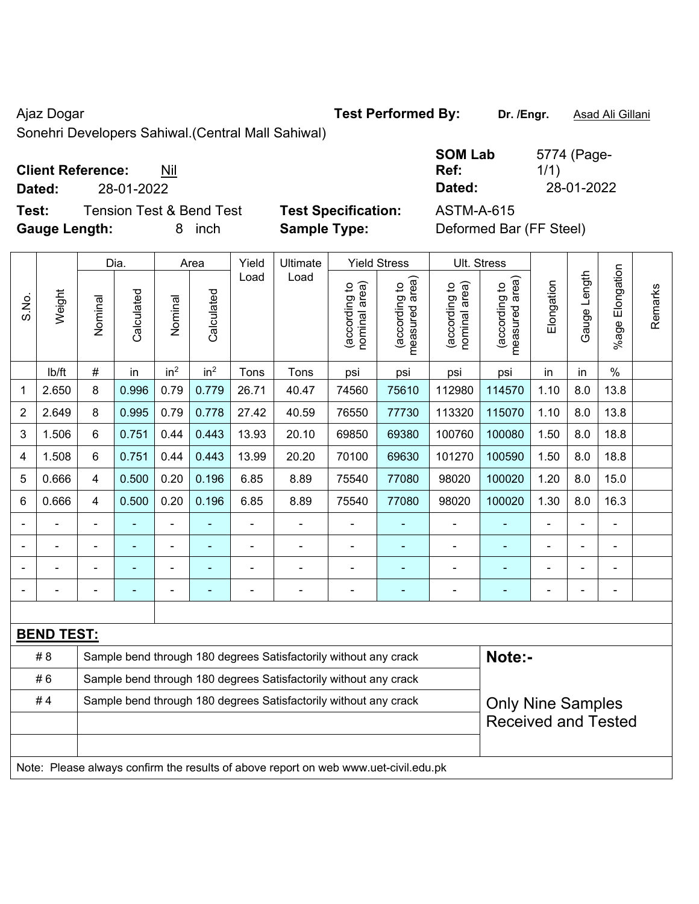Ajaz Dogar

Sonehri Developers Sahiwal.(Central Mall Sahiwal)

**Test Performed By:** **Dr. /Engr.** Asad Ali Gillani

**Client Reference:** Nil

**Dated:** 28-01-2022

**SOM Lab Ref:** 5774 (Page-1/1)

**Dated:** 28-01-2022

**Test:** Tension Test & Bend Test

**Test Specification:** ASTM-A-615

**Gauge Length:** 8 inch

**Sample Type:** Deformed Bar (FF Steel)

| S.No. | Weight | Dia. | | Area | | Yield Load | Ultimate Load | Yield Stress | | Ult. Stress | | Elongation | Gauge Length | %age Elongation | Remarks |
|---|---|---|---|---|---|---|---|---|---|---|---|---|---|---|---|
| | | Nominal | Calculated | Nominal | Calculated | | | (according to nominal area) | (according to measured area) | (according to nominal area) | (according to measured area) | | | | |
| | lb/ft | # | in | in$^2$ | in$^2$ | Tons | Tons | psi | psi | psi | psi | in | in | % | |
| 1 | 2.650 | 8 | 0.996 | 0.79 | 0.779 | 26.71 | 40.47 | 74560 | 75610 | 112980 | 114570 | 1.10 | 8.0 | 13.8 | |
| 2 | 2.649 | 8 | 0.995 | 0.79 | 0.778 | 27.42 | 40.59 | 76550 | 77730 | 113320 | 115070 | 1.10 | 8.0 | 13.8 | |
| 3 | 1.506 | 6 | 0.751 | 0.44 | 0.443 | 13.93 | 20.10 | 69850 | 69380 | 100760 | 100080 | 1.50 | 8.0 | 18.8 | |
| 4 | 1.508 | 6 | 0.751 | 0.44 | 0.443 | 13.99 | 20.20 | 70100 | 69630 | 101270 | 100590 | 1.50 | 8.0 | 18.8 | |
| 5 | 0.666 | 4 | 0.500 | 0.20 | 0.196 | 6.85 | 8.89 | 75540 | 77080 | 98020 | 100020 | 1.20 | 8.0 | 15.0 | |
| 6 | 0.666 | 4 | 0.500 | 0.20 | 0.196 | 6.85 | 8.89 | 75540 | 77080 | 98020 | 100020 | 1.30 | 8.0 | 16.3 | |
| - | - | - | - | - | - | - | - | - | - | - | - | - | - | - | |
| - | - | - | - | - | - | - | - | - | - | - | - | - | - | - | |
| - | - | - | - | - | - | - | - | - | - | - | - | - | - | - | |
| - | - | - | - | - | - | - | - | - | - | - | - | - | - | - | |

**BEND TEST:**

| | | |
|---|---|---|
| # 8 | Sample bend through 180 degrees Satisfactorily without any crack | **Note:-** Only Nine Samples Received and Tested |
| # 6 | Sample bend through 180 degrees Satisfactorily without any crack | |
| # 4 | Sample bend through 180 degrees Satisfactorily without any crack | |

Note: Please always confirm the results of above report on web www.uet-civil.edu.pk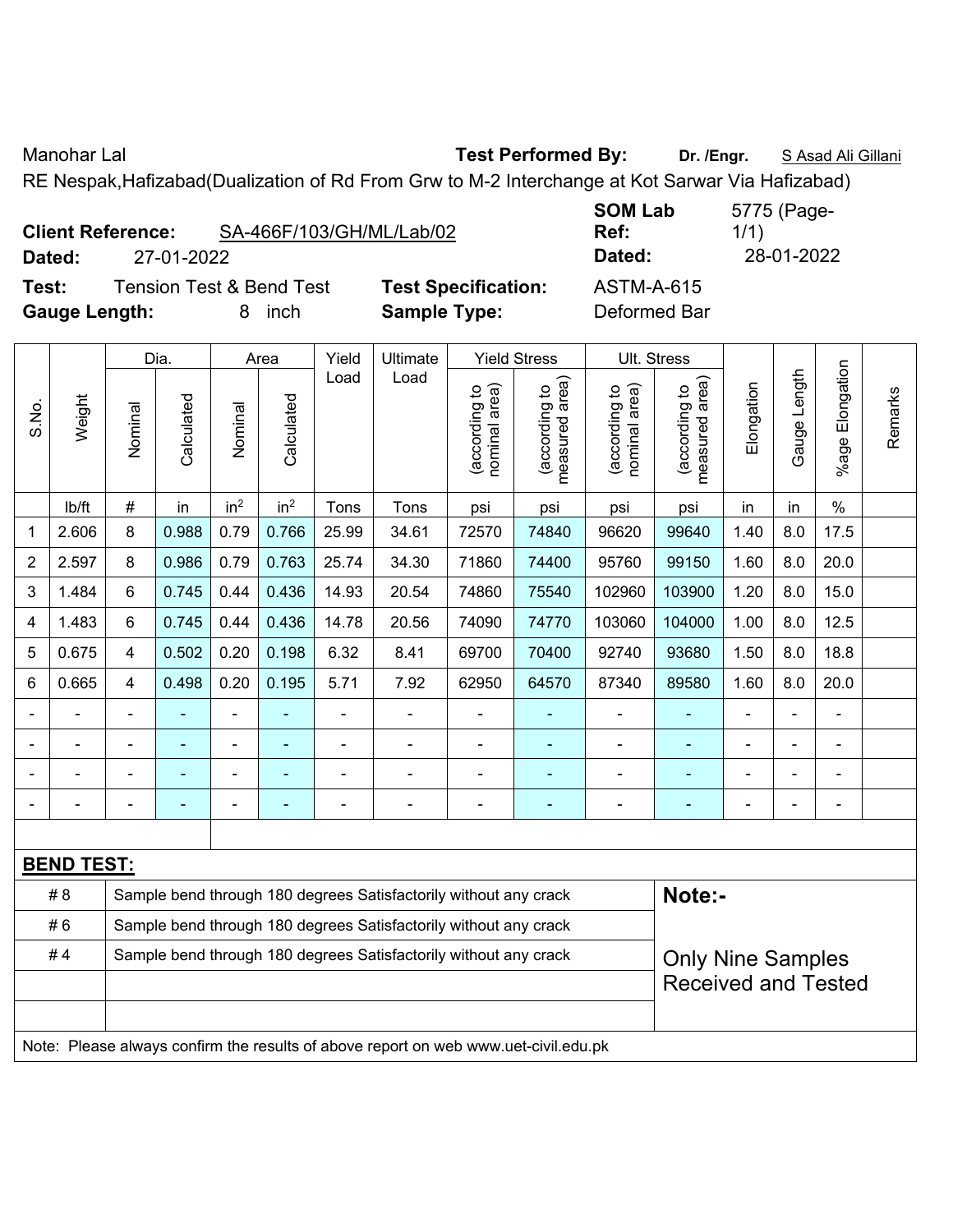Manohar Lal **Test Performed By:** **Dr. /Engr.** S Asad Ali Gillani

RE Nespak,Hafizabad(Dualization of Rd From Grw to M-2 Interchange at Kot Sarwar Via Hafizabad)

**Client Reference:** SA-466F/103/GH/ML/Lab/02 **SOM Lab Ref:** 5775 (Page-1/1)

**Dated:** 27-01-2022 **Dated:** 28-01-2022

**Test:** Tension Test & Bend Test **Test Specification:** ASTM-A-615

**Gauge Length:** 8 inch **Sample Type:** Deformed Bar

| S.No. | Weight | Dia. | | Area | | Yield Load | Ultimate Load | Yield Stress | | Ult. Stress | | Elongation | Gauge Length | %age Elongation | Remarks |
|---|---|---|---|---|---|---|---|---|---|---|---|---|---|---|---|
| | | Nominal | Calculated | Nominal | Calculated | | | (according to nominal area) | (according to measured area) | (according to nominal area) | (according to measured area) | | | | |
| | lb/ft | # | in | $in^2$ | $in^2$ | Tons | Tons | psi | psi | psi | psi | in | in | % | |
| 1 | 2.606 | 8 | 0.988 | 0.79 | 0.766 | 25.99 | 34.61 | 72570 | 74840 | 96620 | 99640 | 1.40 | 8.0 | 17.5 | |
| 2 | 2.597 | 8 | 0.986 | 0.79 | 0.763 | 25.74 | 34.30 | 71860 | 74400 | 95760 | 99150 | 1.60 | 8.0 | 20.0 | |
| 3 | 1.484 | 6 | 0.745 | 0.44 | 0.436 | 14.93 | 20.54 | 74860 | 75540 | 102960 | 103900 | 1.20 | 8.0 | 15.0 | |
| 4 | 1.483 | 6 | 0.745 | 0.44 | 0.436 | 14.78 | 20.56 | 74090 | 74770 | 103060 | 104000 | 1.00 | 8.0 | 12.5 | |
| 5 | 0.675 | 4 | 0.502 | 0.20 | 0.198 | 6.32 | 8.41 | 69700 | 70400 | 92740 | 93680 | 1.50 | 8.0 | 18.8 | |
| 6 | 0.665 | 4 | 0.498 | 0.20 | 0.195 | 5.71 | 7.92 | 62950 | 64570 | 87340 | 89580 | 1.60 | 8.0 | 20.0 | |
| - | - | - | - | - | - | - | - | - | - | - | - | - | - | - | |
| - | - | - | - | - | - | - | - | - | - | - | - | - | - | - | |
| - | - | - | - | - | - | - | - | - | - | - | - | - | - | - | |
| - | - | - | - | - | - | - | - | - | - | - | - | - | - | - | |

**BEND TEST:**

| | | |
|---|---|---|
| # 8 | Sample bend through 180 degrees Satisfactorily without any crack | **Note:-** |
| # 6 | Sample bend through 180 degrees Satisfactorily without any crack | |
| # 4 | Sample bend through 180 degrees Satisfactorily without any crack | Only Nine Samples Received and Tested |

Note: Please always confirm the results of above report on web www.uet-civil.edu.pk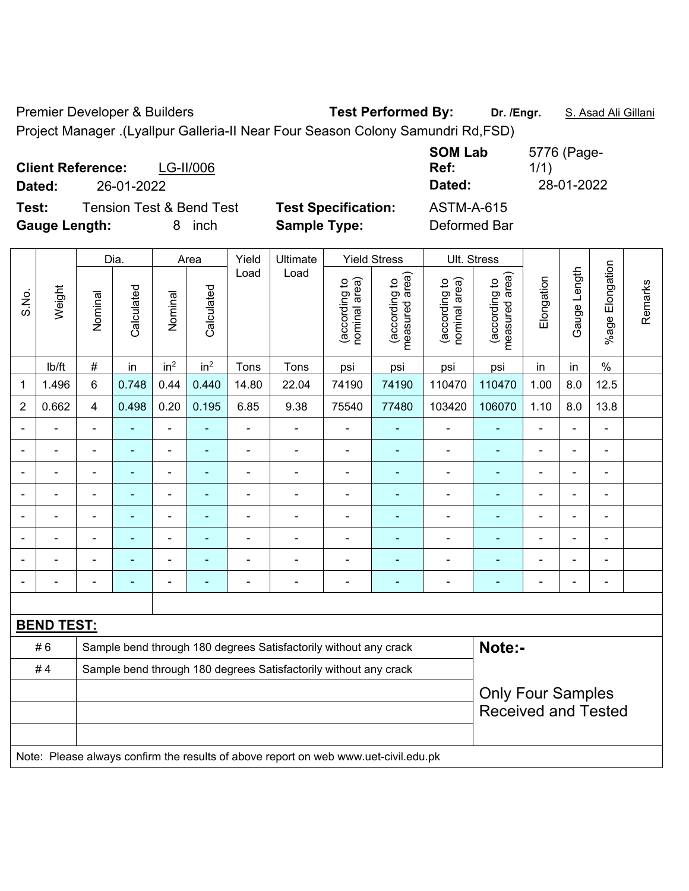Premier Developer & Builders **Test Performed By:** **Dr. /Engr.** S. Asad Ali Gillani

Project Manager .(Lyallpur Galleria-II Near Four Season Colony Samundri Rd,FSD)

**Client Reference:** LG-II/006 **SOM Lab Ref:** 5776 (Page-1/1)

**Dated:** 26-01-2022 **Dated:** 28-01-2022

**Test:** Tension Test & Bend Test **Test Specification:** ASTM-A-615

**Gauge Length:** 8 inch **Sample Type:** Deformed Bar

| S.No. | Weight | Dia. | | Area | | Yield Load | Ultimate Load | Yield Stress | | Ult. Stress | | Elongation | Gauge Length | %age Elongation | Remarks |
|---|---|---|---|---|---|---|---|---|---|---|---|---|---|---|---|
| | | Nominal | Calculated | Nominal | Calculated | | | (according to nominal area) | (according to measured area) | (according to nominal area) | (according to measured area) | | | | |
| | lb/ft | # | in | in² | in² | Tons | Tons | psi | psi | psi | psi | in | in | % | |
| 1 | 1.496 | 6 | 0.748 | 0.44 | 0.440 | 14.80 | 22.04 | 74190 | 74190 | 110470 | 110470 | 1.00 | 8.0 | 12.5 | |
| 2 | 0.662 | 4 | 0.498 | 0.20 | 0.195 | 6.85 | 9.38 | 75540 | 77480 | 103420 | 106070 | 1.10 | 8.0 | 13.8 | |
| - | - | - | - | - | - | - | - | - | - | - | - | - | - | - | |
| - | - | - | - | - | - | - | - | - | - | - | - | - | - | - | |
| - | - | - | - | - | - | - | - | - | - | - | - | - | - | - | |
| - | - | - | - | - | - | - | - | - | - | - | - | - | - | - | |
| - | - | - | - | - | - | - | - | - | - | - | - | - | - | - | |
| - | - | - | - | - | - | - | - | - | - | - | - | - | - | - | |
| - | - | - | - | - | - | - | - | - | - | - | - | - | - | - | |
| - | - | - | - | - | - | - | - | - | - | - | - | - | - | - | |

**BEND TEST:**

| | | |
|---|---|---|
| # 6 | Sample bend through 180 degrees Satisfactorily without any crack | **Note:-** |
| # 4 | Sample bend through 180 degrees Satisfactorily without any crack | Only Four Samples Received and Tested |

Note: Please always confirm the results of above report on web www.uet-civil.edu.pk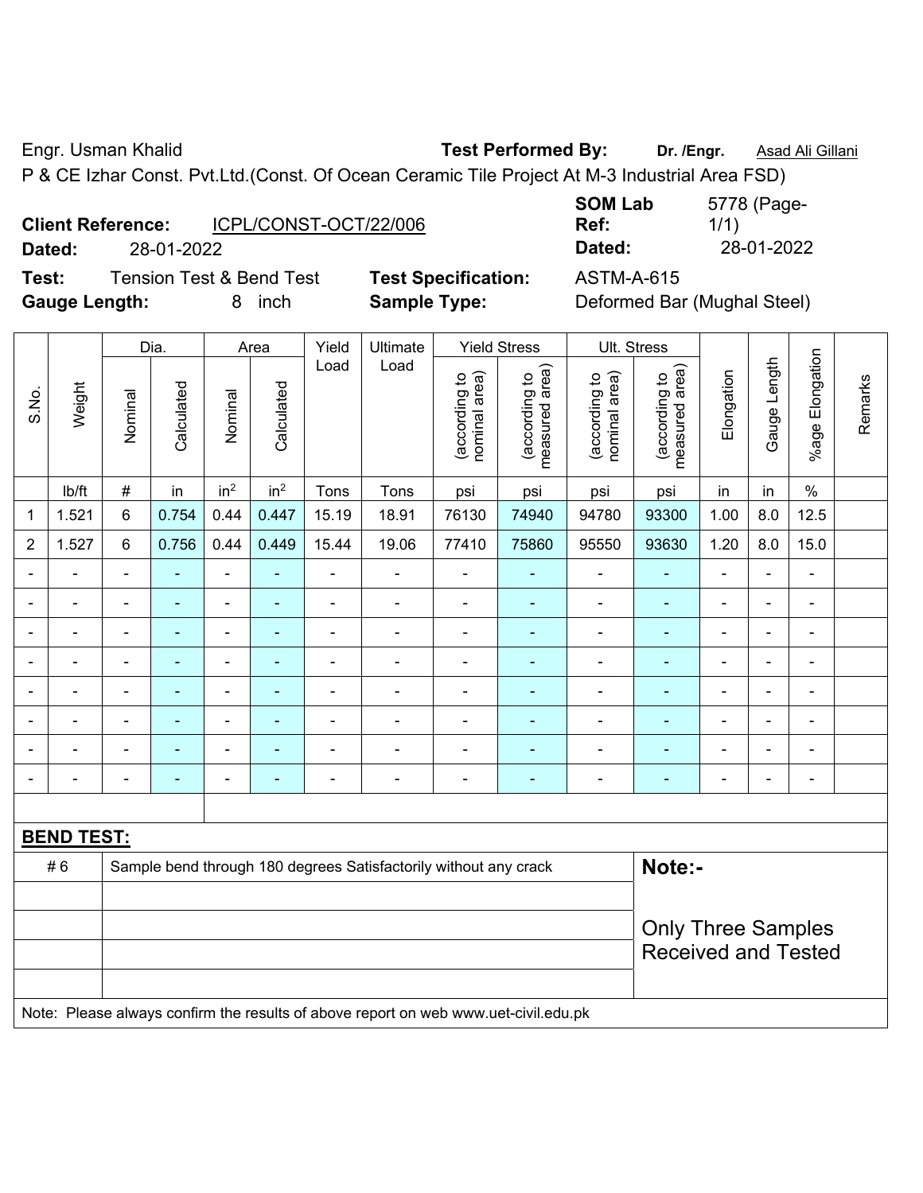Engr. Usman Khalid **Test Performed By:** **Dr. /Engr.** Asad Ali Gillani

P & CE Izhar Const. Pvt.Ltd.(Const. Of Ocean Ceramic Tile Project At M-3 Industrial Area FSD)

**Client Reference:** ICPL/CONST-OCT/22/006 **SOM Lab Ref:** 5778 (Page-1/1)

**Dated:** 28-01-2022 **Dated:** 28-01-2022

**Test:** Tension Test & Bend Test **Test Specification:** ASTM-A-615

**Gauge Length:** 8 inch **Sample Type:** Deformed Bar (Mughal Steel)

| S.No. | Weight | Dia. | | Area | | Yield Load | Ultimate Load | Yield Stress | | Ult. Stress | | Elongation | Gauge Length | %age Elongation | Remarks |
|---|---|---|---|---|---|---|---|---|---|---|---|---|---|---|---|
| | | Nominal | Calculated | Nominal | Calculated | | | (according to nominal area) | (according to measured area) | (according to nominal area) | (according to measured area) | | | | |
| | lb/ft | # | in | $in^2$ | $in^2$ | Tons | Tons | psi | psi | psi | psi | in | in | % | |
| 1 | 1.521 | 6 | 0.754 | 0.44 | 0.447 | 15.19 | 18.91 | 76130 | 74940 | 94780 | 93300 | 1.00 | 8.0 | 12.5 | |
| 2 | 1.527 | 6 | 0.756 | 0.44 | 0.449 | 15.44 | 19.06 | 77410 | 75860 | 95550 | 93630 | 1.20 | 8.0 | 15.0 | |
| - | - | - | - | - | - | - | - | - | - | - | - | - | - | - | |
| - | - | - | - | - | - | - | - | - | - | - | - | - | - | - | |
| - | - | - | - | - | - | - | - | - | - | - | - | - | - | - | |
| - | - | - | - | - | - | - | - | - | - | - | - | - | - | - | |
| - | - | - | - | - | - | - | - | - | - | - | - | - | - | - | |
| - | - | - | - | - | - | - | - | - | - | - | - | - | - | - | |
| - | - | - | - | - | - | - | - | - | - | - | - | - | - | - | |
| - | - | - | - | - | - | - | - | - | - | - | - | - | - | - | |

**BEND TEST:**

| | | |
|---|---|---|
| # 6 | Sample bend through 180 degrees Satisfactorily without any crack | **Note:-** |
| | | Only Three Samples Received and Tested |

Note: Please always confirm the results of above report on web www.uet-civil.edu.pk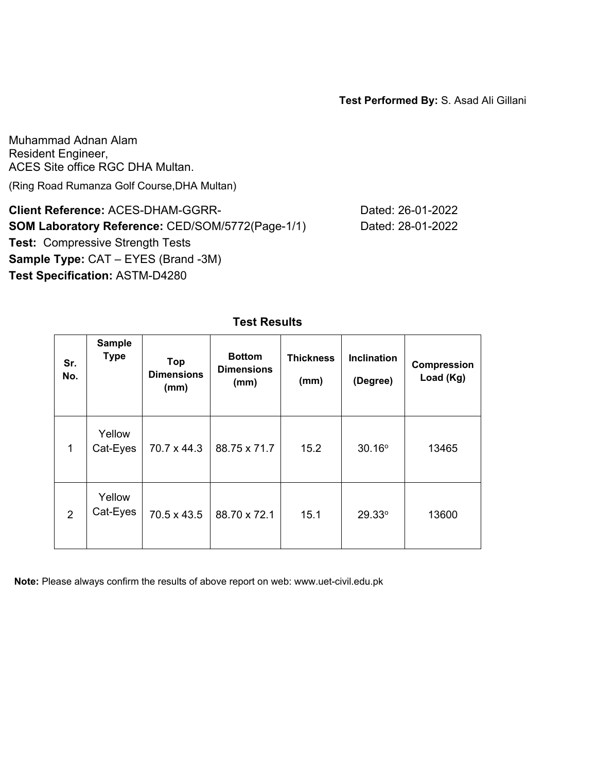**Test Performed By:** S. Asad Ali Gillani

Muhammad Adnan Alam
Resident Engineer,
ACES Site office RGC DHA Multan.
(Ring Road Rumanza Golf Course,DHA Multan)

**Client Reference:** ACES-DHAM-GGRR- Dated: 26-01-2022
**SOM Laboratory Reference:** CED/SOM/5772(Page-1/1) Dated: 28-01-2022
**Test:** Compressive Strength Tests
**Sample Type:** CAT – EYES (Brand -3M)
**Test Specification:** ASTM-D4280

**Test Results**

| Sr. No. | Sample Type | Top Dimensions (mm) | Bottom Dimensions (mm) | Thickness (mm) | Inclination (Degree) | Compression Load (Kg) |
|---|---|---|---|---|---|---|
| 1 | Yellow Cat-Eyes | 70.7 x 44.3 | 88.75 x 71.7 | 15.2 | $30.16^{o}$ | 13465 |
| 2 | Yellow Cat-Eyes | 70.5 x 43.5 | 88.70 x 72.1 | 15.1 | $29.33^{o}$ | 13600 |

**Note:** Please always confirm the results of above report on web: www.uet-civil.edu.pk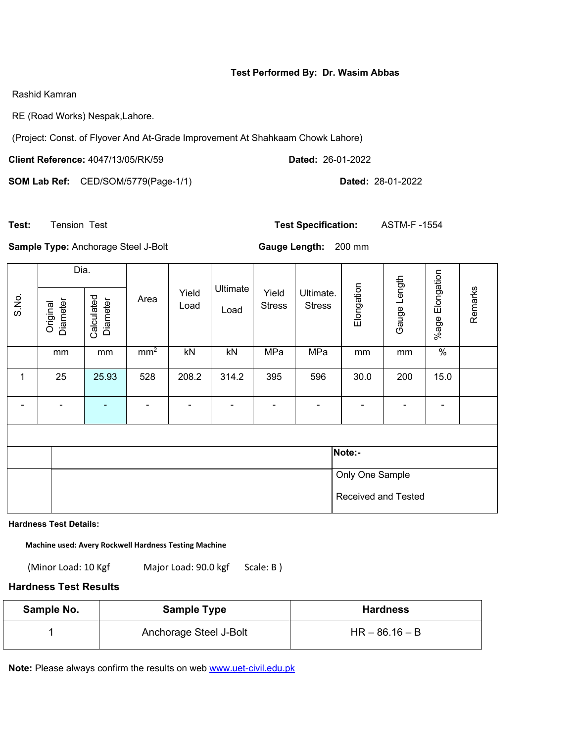**Test Performed By: Dr. Wasim Abbas**

Rashid Kamran

RE (Road Works) Nespak,Lahore.

(Project: Const. of Flyover And At-Grade Improvement At Shahkaam Chowk Lahore)

**Client Reference:** 4047/13/05/RK/59 **Dated:** 26-01-2022

**SOM Lab Ref:** CED/SOM/5779(Page-1/1) **Dated:** 28-01-2022

**Test:** Tension Test **Test Specification:** ASTM-F -1554

**Sample Type:** Anchorage Steel J-Bolt **Gauge Length:** 200 mm

| S.No. | Dia. | | Area | Yield Load | Ultimate Load | Yield Stress | Ultimate. Stress | Elongation | Gauge Length | %age Elongation | Remarks |
|---|---|---|---|---|---|---|---|---|---|---|---|
| | Original Diameter | Calculated Diameter | | | | | | | | | |
| | mm | mm | mm$^2$ | kN | kN | MPa | MPa | mm | mm | % | |
| 1 | 25 | 25.93 | 528 | 208.2 | 314.2 | 395 | 596 | 30.0 | 200 | 15.0 | |
| - | - | - | - | - | - | - | - | - | - | - | |

**Note:-**

Only One Sample Received and Tested

**Hardness Test Details:**

**Machine used: Avery Rockwell Hardness Testing Machine**

(Minor Load: 10 Kgf Major Load: 90.0 kgf Scale: B )

**Hardness Test Results**

| Sample No. | Sample Type | Hardness |
|---|---|---|
| 1 | Anchorage Steel J-Bolt | HR – 86.16 – B |

**Note:** Please always confirm the results on web www.uet-civil.edu.pk